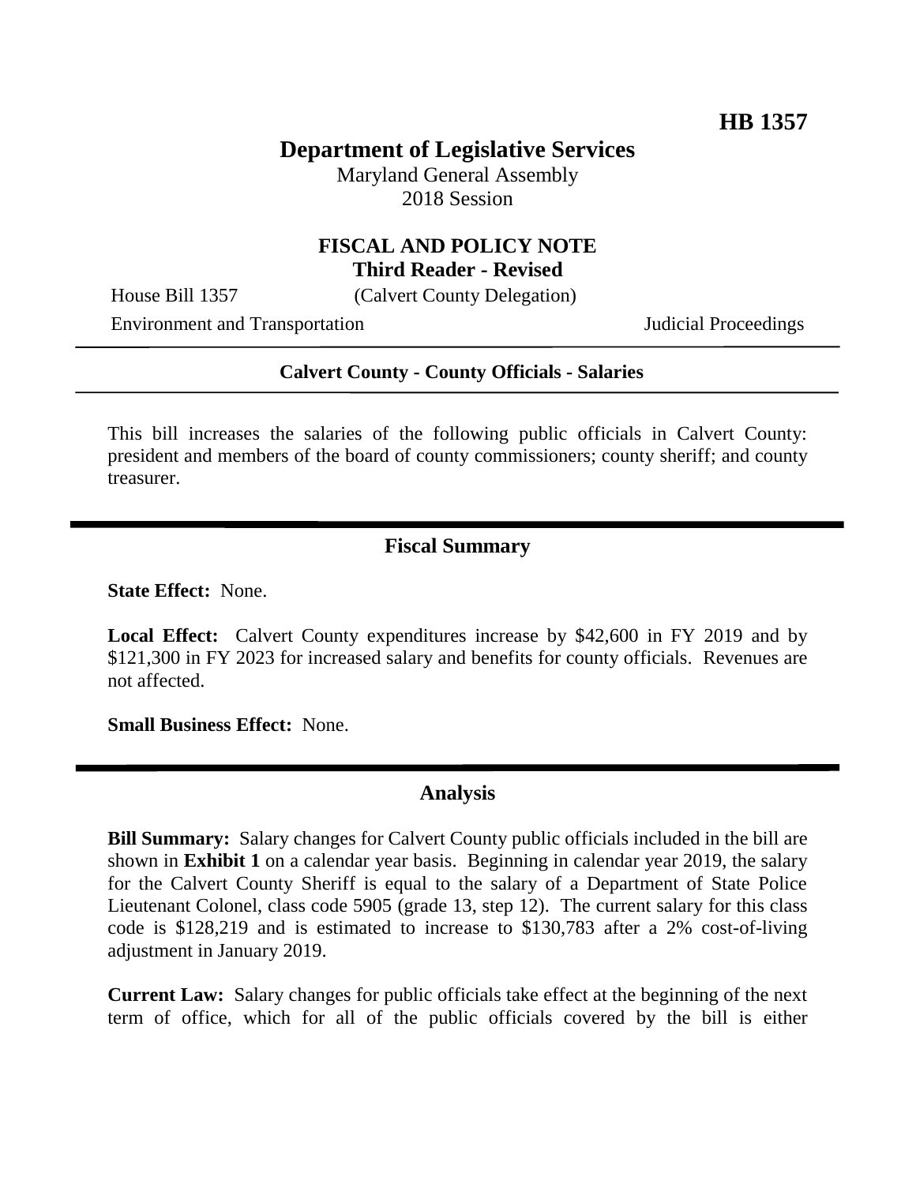**HB 1357**

# Department of Legislative Services

Maryland General Assembly
2018 Session

## FISCAL AND POLICY NOTE
**Third Reader - Revised**

House Bill 1357 (Calvert County Delegation)

Environment and Transportation Judicial Proceedings

---

**Calvert County - County Officials - Salaries**

---

This bill increases the salaries of the following public officials in Calvert County: president and members of the board of county commissioners; county sheriff; and county treasurer.

## Fiscal Summary

**State Effect:** None.

**Local Effect:** Calvert County expenditures increase by $42,600 in FY 2019 and by $121,300 in FY 2023 for increased salary and benefits for county officials. Revenues are not affected.

**Small Business Effect:** None.

## Analysis

**Bill Summary:** Salary changes for Calvert County public officials included in the bill are shown in **Exhibit 1** on a calendar year basis. Beginning in calendar year 2019, the salary for the Calvert County Sheriff is equal to the salary of a Department of State Police Lieutenant Colonel, class code 5905 (grade 13, step 12). The current salary for this class code is $128,219 and is estimated to increase to $130,783 after a 2% cost-of-living adjustment in January 2019.

**Current Law:** Salary changes for public officials take effect at the beginning of the next term of office, which for all of the public officials covered by the bill is either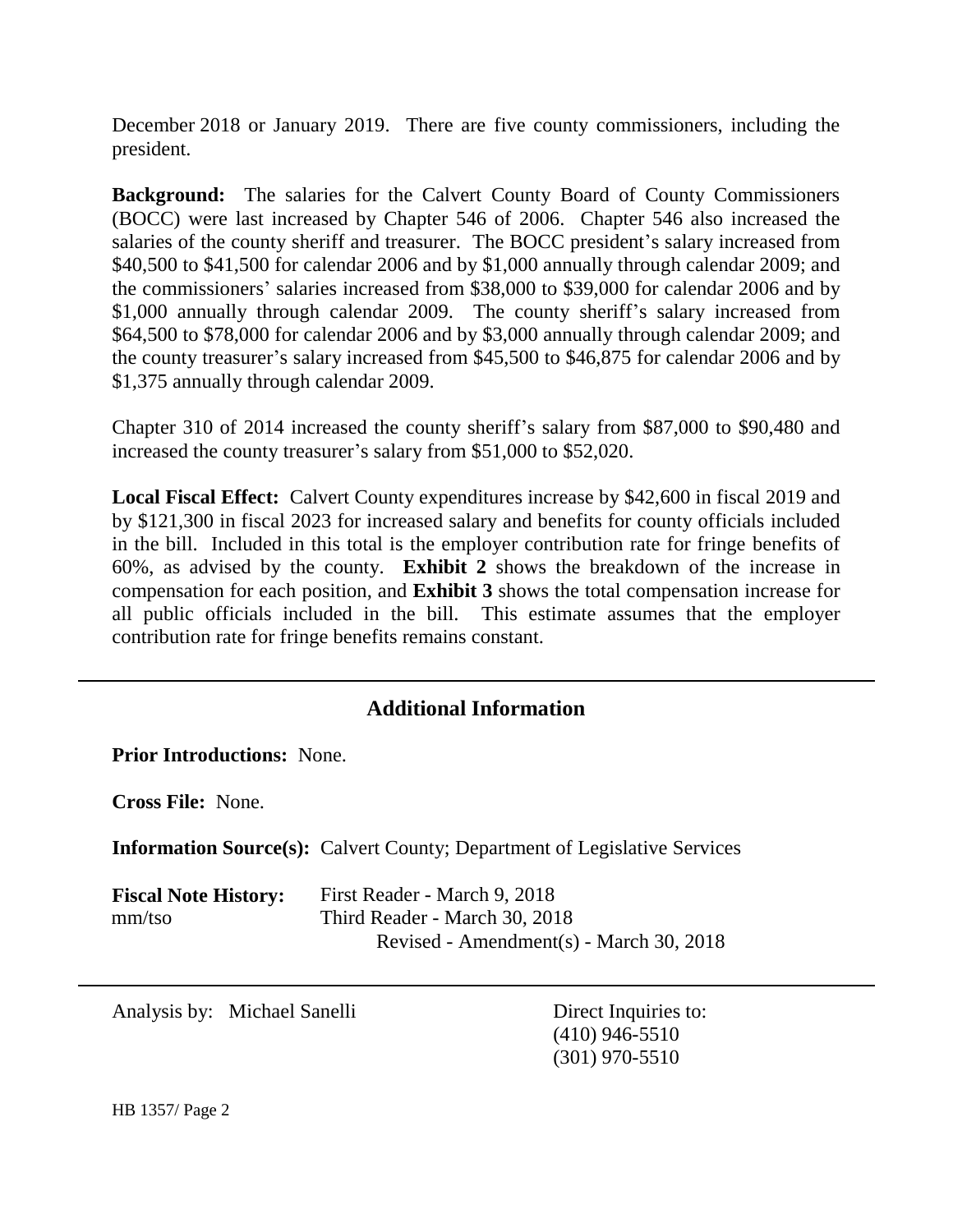December 2018 or January 2019. There are five county commissioners, including the president.

**Background:** The salaries for the Calvert County Board of County Commissioners (BOCC) were last increased by Chapter 546 of 2006. Chapter 546 also increased the salaries of the county sheriff and treasurer. The BOCC president's salary increased from $40,500 to $41,500 for calendar 2006 and by $1,000 annually through calendar 2009; and the commissioners' salaries increased from $38,000 to $39,000 for calendar 2006 and by $1,000 annually through calendar 2009. The county sheriff's salary increased from $64,500 to $78,000 for calendar 2006 and by $3,000 annually through calendar 2009; and the county treasurer's salary increased from $45,500 to $46,875 for calendar 2006 and by $1,375 annually through calendar 2009.

Chapter 310 of 2014 increased the county sheriff's salary from $87,000 to $90,480 and increased the county treasurer's salary from $51,000 to $52,020.

**Local Fiscal Effect:** Calvert County expenditures increase by $42,600 in fiscal 2019 and by $121,300 in fiscal 2023 for increased salary and benefits for county officials included in the bill. Included in this total is the employer contribution rate for fringe benefits of 60%, as advised by the county. **Exhibit 2** shows the breakdown of the increase in compensation for each position, and **Exhibit 3** shows the total compensation increase for all public officials included in the bill. This estimate assumes that the employer contribution rate for fringe benefits remains constant.

## Additional Information

**Prior Introductions:** None.

**Cross File:** None.

**Information Source(s):** Calvert County; Department of Legislative Services

**Fiscal Note History:** First Reader - March 9, 2018
mm/tso Third Reader - March 30, 2018
Revised - Amendment(s) - March 30, 2018

Analysis by: Michael Sanelli

Direct Inquiries to:
(410) 946-5510
(301) 970-5510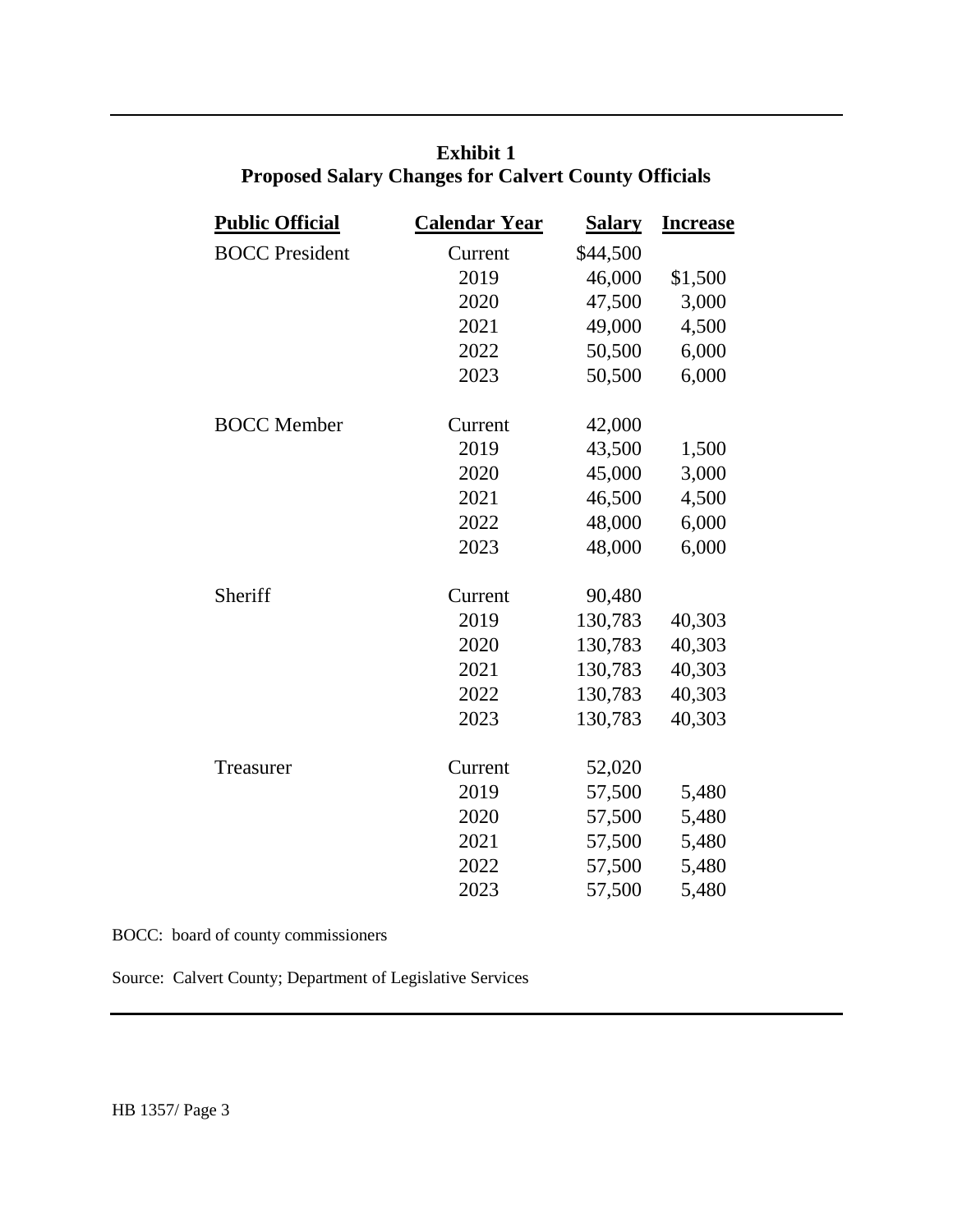**Exhibit 1**
**Proposed Salary Changes for Calvert County Officials**

| Public Official | Calendar Year | Salary | Increase |
|---|---|---|---|
| BOCC President | Current | $44,500 | |
| | 2019 | 46,000 | $1,500 |
| | 2020 | 47,500 | 3,000 |
| | 2021 | 49,000 | 4,500 |
| | 2022 | 50,500 | 6,000 |
| | 2023 | 50,500 | 6,000 |
| BOCC Member | Current | 42,000 | |
| | 2019 | 43,500 | 1,500 |
| | 2020 | 45,000 | 3,000 |
| | 2021 | 46,500 | 4,500 |
| | 2022 | 48,000 | 6,000 |
| | 2023 | 48,000 | 6,000 |
| Sheriff | Current | 90,480 | |
| | 2019 | 130,783 | 40,303 |
| | 2020 | 130,783 | 40,303 |
| | 2021 | 130,783 | 40,303 |
| | 2022 | 130,783 | 40,303 |
| | 2023 | 130,783 | 40,303 |
| Treasurer | Current | 52,020 | |
| | 2019 | 57,500 | 5,480 |
| | 2020 | 57,500 | 5,480 |
| | 2021 | 57,500 | 5,480 |
| | 2022 | 57,500 | 5,480 |
| | 2023 | 57,500 | 5,480 |

BOCC: board of county commissioners

Source: Calvert County; Department of Legislative Services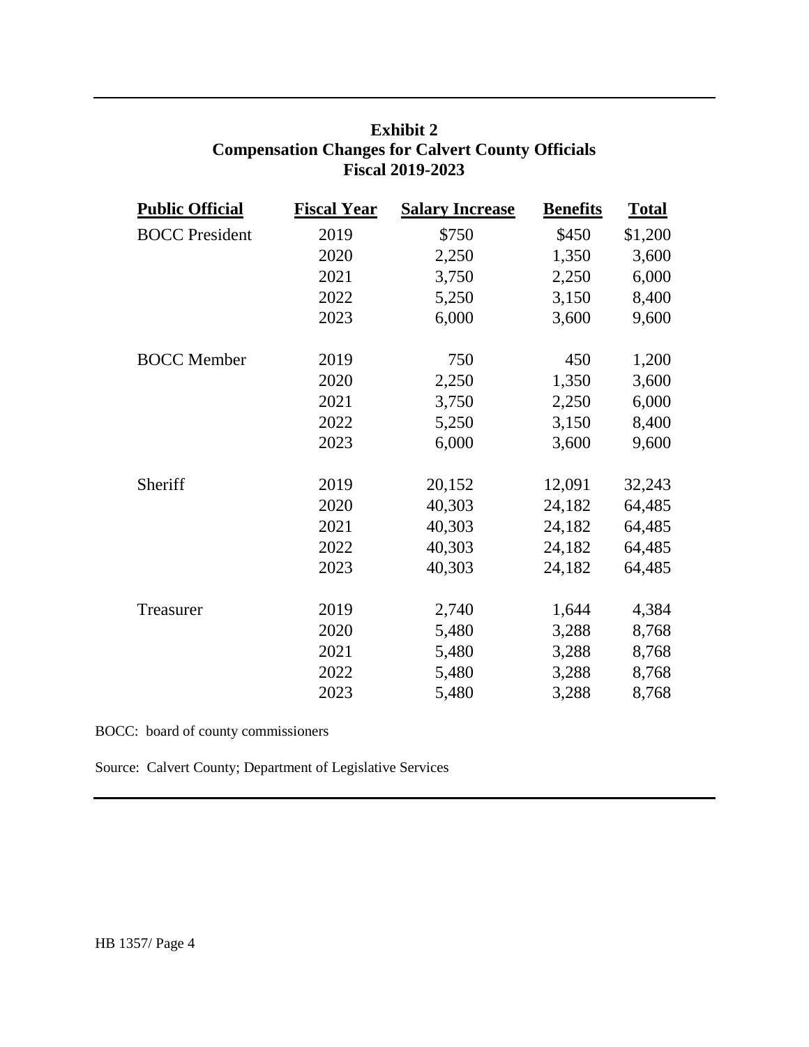**Exhibit 2**
**Compensation Changes for Calvert County Officials**
**Fiscal 2019-2023**

| Public Official | Fiscal Year | Salary Increase | Benefits | Total |
|---|---|---|---|---|
| BOCC President | 2019 | $750 | $450 | $1,200 |
| | 2020 | 2,250 | 1,350 | 3,600 |
| | 2021 | 3,750 | 2,250 | 6,000 |
| | 2022 | 5,250 | 3,150 | 8,400 |
| | 2023 | 6,000 | 3,600 | 9,600 |
| BOCC Member | 2019 | 750 | 450 | 1,200 |
| | 2020 | 2,250 | 1,350 | 3,600 |
| | 2021 | 3,750 | 2,250 | 6,000 |
| | 2022 | 5,250 | 3,150 | 8,400 |
| | 2023 | 6,000 | 3,600 | 9,600 |
| Sheriff | 2019 | 20,152 | 12,091 | 32,243 |
| | 2020 | 40,303 | 24,182 | 64,485 |
| | 2021 | 40,303 | 24,182 | 64,485 |
| | 2022 | 40,303 | 24,182 | 64,485 |
| | 2023 | 40,303 | 24,182 | 64,485 |
| Treasurer | 2019 | 2,740 | 1,644 | 4,384 |
| | 2020 | 5,480 | 3,288 | 8,768 |
| | 2021 | 5,480 | 3,288 | 8,768 |
| | 2022 | 5,480 | 3,288 | 8,768 |
| | 2023 | 5,480 | 3,288 | 8,768 |

BOCC: board of county commissioners

Source: Calvert County; Department of Legislative Services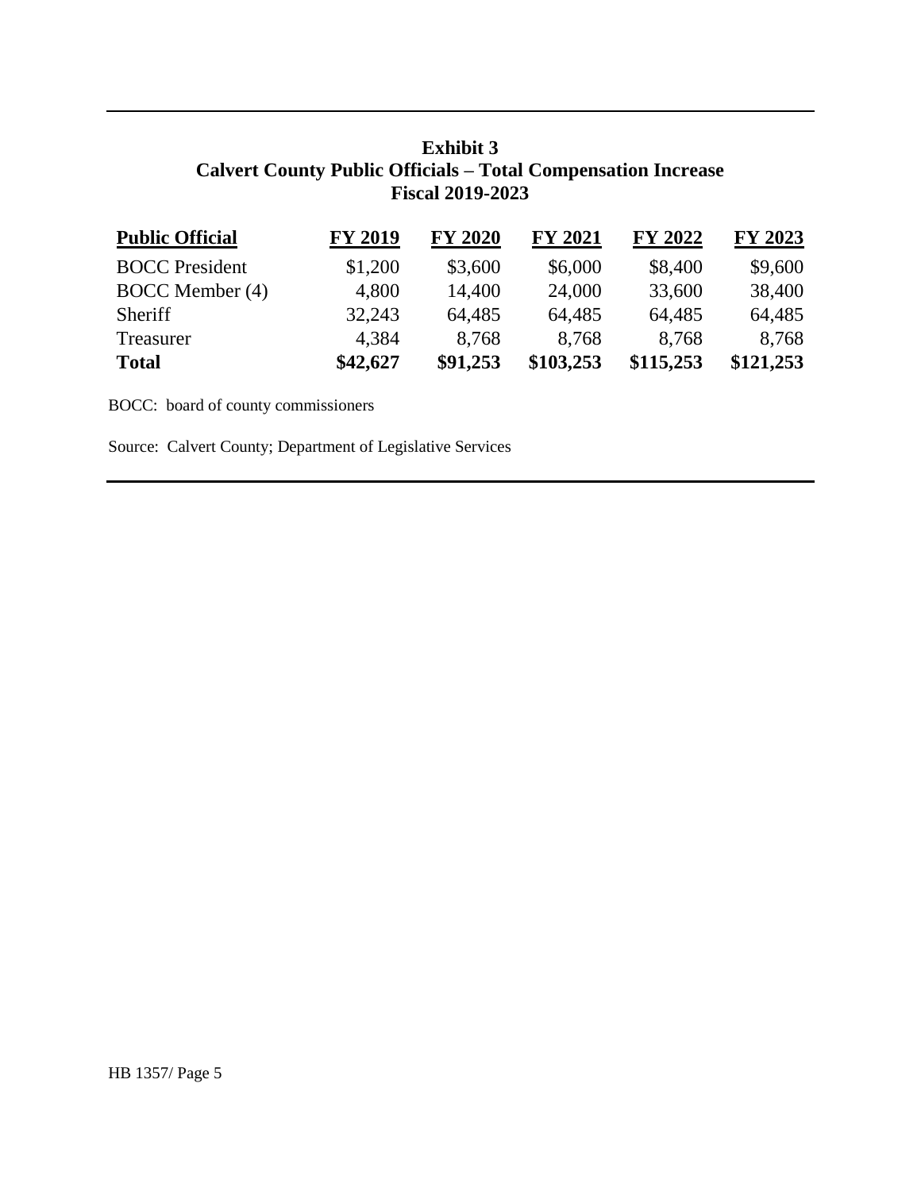**Exhibit 3**
**Calvert County Public Officials – Total Compensation Increase**
**Fiscal 2019-2023**

| Public Official | FY 2019 | FY 2020 | FY 2021 | FY 2022 | FY 2023 |
|---|---|---|---|---|---|
| BOCC President | $1,200 | $3,600 | $6,000 | $8,400 | $9,600 |
| BOCC Member (4) | 4,800 | 14,400 | 24,000 | 33,600 | 38,400 |
| Sheriff | 32,243 | 64,485 | 64,485 | 64,485 | 64,485 |
| Treasurer | 4,384 | 8,768 | 8,768 | 8,768 | 8,768 |
| **Total** | **$42,627** | **$91,253** | **$103,253** | **$115,253** | **$121,253** |

BOCC: board of county commissioners

Source: Calvert County; Department of Legislative Services